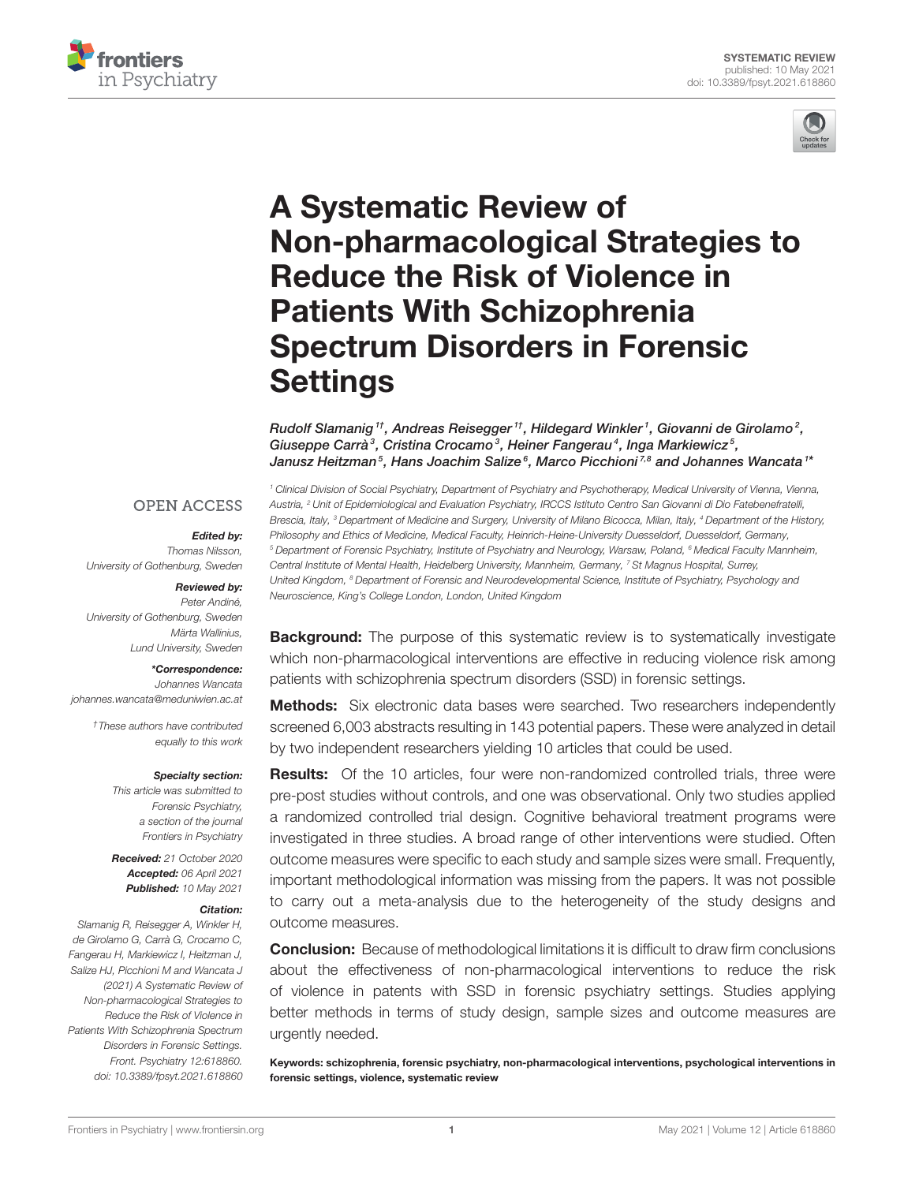SYSTEMATIC REVIEW
published: 10 May 2021
doi: 10.3389/fpsyt.2021.618860

# A Systematic Review of Non-pharmacological Strategies to Reduce the Risk of Violence in Patients With Schizophrenia Spectrum Disorders in Forensic Settings

*Rudolf Slamanig[1†], Andreas Reisegger[1†], Hildegard Winkler[1], Giovanni de Girolamo[2], Giuseppe Carrà[3], Cristina Crocamo[3], Heiner Fangerau[4], Inga Markiewicz[5], Janusz Heitzman[5], Hans Joachim Salize[6], Marco Picchioni[7,8] and Johannes Wancata[1*]*

[1] Clinical Division of Social Psychiatry, Department of Psychiatry and Psychotherapy, Medical University of Vienna, Vienna, Austria, [2] Unit of Epidemiological and Evaluation Psychiatry, IRCCS Istituto Centro San Giovanni di Dio Fatebenefratelli, Brescia, Italy, [3] Department of Medicine and Surgery, University of Milano Bicocca, Milan, Italy, [4] Department of the History, Philosophy and Ethics of Medicine, Medical Faculty, Heinrich-Heine-University Duesseldorf, Duesseldorf, Germany, [5] Department of Forensic Psychiatry, Institute of Psychiatry and Neurology, Warsaw, Poland, [6] Medical Faculty Mannheim, Central Institute of Mental Health, Heidelberg University, Mannheim, Germany, [7] St Magnus Hospital, Surrey, United Kingdom, [8] Department of Forensic and Neurodevelopmental Science, Institute of Psychiatry, Psychology and Neuroscience, King's College London, London, United Kingdom

OPEN ACCESS

***Edited by:***
Thomas Nilsson,
University of Gothenburg, Sweden

***Reviewed by:***
Peter Andiné,
University of Gothenburg, Sweden
Märta Wallinius,
Lund University, Sweden

***\*Correspondence:***
Johannes Wancata
johannes.wancata@meduniwien.ac.at

† These authors have contributed equally to this work

***Specialty section:***
This article was submitted to Forensic Psychiatry, a section of the journal Frontiers in Psychiatry

***Received:*** 21 October 2020
***Accepted:*** 06 April 2021
***Published:*** 10 May 2021

***Citation:***
Slamanig R, Reisegger A, Winkler H, de Girolamo G, Carrà G, Crocamo C, Fangerau H, Markiewicz I, Heitzman J, Salize HJ, Picchioni M and Wancata J (2021) A Systematic Review of Non-pharmacological Strategies to Reduce the Risk of Violence in Patients With Schizophrenia Spectrum Disorders in Forensic Settings. Front. Psychiatry 12:618860. doi: 10.3389/fpsyt.2021.618860

**Background:** The purpose of this systematic review is to systematically investigate which non-pharmacological interventions are effective in reducing violence risk among patients with schizophrenia spectrum disorders (SSD) in forensic settings.

**Methods:** Six electronic data bases were searched. Two researchers independently screened 6,003 abstracts resulting in 143 potential papers. These were analyzed in detail by two independent researchers yielding 10 articles that could be used.

**Results:** Of the 10 articles, four were non-randomized controlled trials, three were pre-post studies without controls, and one was observational. Only two studies applied a randomized controlled trial design. Cognitive behavioral treatment programs were investigated in three studies. A broad range of other interventions were studied. Often outcome measures were specific to each study and sample sizes were small. Frequently, important methodological information was missing from the papers. It was not possible to carry out a meta-analysis due to the heterogeneity of the study designs and outcome measures.

**Conclusion:** Because of methodological limitations it is difficult to draw firm conclusions about the effectiveness of non-pharmacological interventions to reduce the risk of violence in patents with SSD in forensic psychiatry settings. Studies applying better methods in terms of study design, sample sizes and outcome measures are urgently needed.

**Keywords: schizophrenia, forensic psychiatry, non-pharmacological interventions, psychological interventions in forensic settings, violence, systematic review**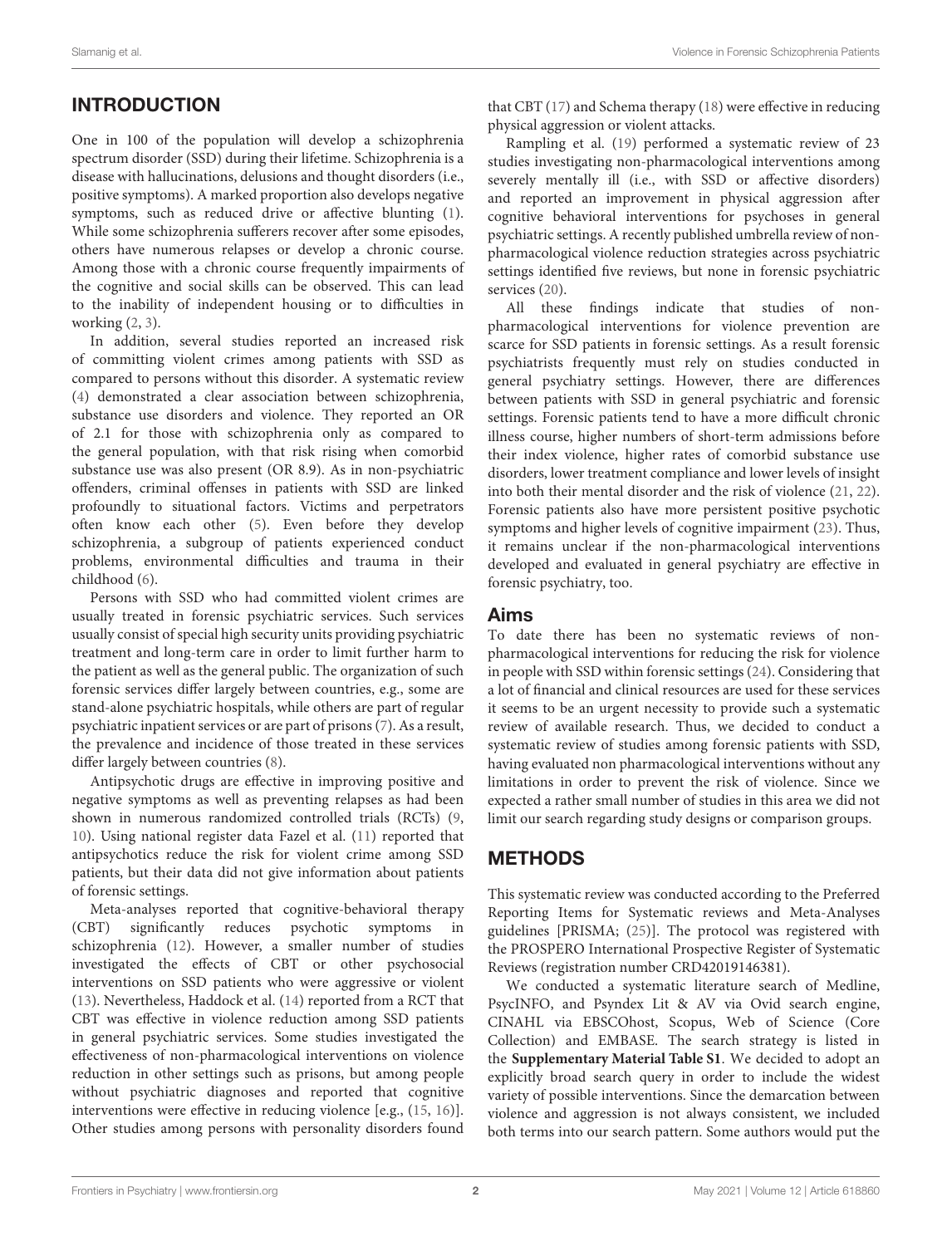## INTRODUCTION

One in 100 of the population will develop a schizophrenia spectrum disorder (SSD) during their lifetime. Schizophrenia is a disease with hallucinations, delusions and thought disorders (i.e., positive symptoms). A marked proportion also develops negative symptoms, such as reduced drive or affective blunting (1). While some schizophrenia sufferers recover after some episodes, others have numerous relapses or develop a chronic course. Among those with a chronic course frequently impairments of the cognitive and social skills can be observed. This can lead to the inability of independent housing or to difficulties in working (2, 3).

In addition, several studies reported an increased risk of committing violent crimes among patients with SSD as compared to persons without this disorder. A systematic review (4) demonstrated a clear association between schizophrenia, substance use disorders and violence. They reported an OR of 2.1 for those with schizophrenia only as compared to the general population, with that risk rising when comorbid substance use was also present (OR 8.9). As in non-psychiatric offenders, criminal offenses in patients with SSD are linked profoundly to situational factors. Victims and perpetrators often know each other (5). Even before they develop schizophrenia, a subgroup of patients experienced conduct problems, environmental difficulties and trauma in their childhood (6).

Persons with SSD who had committed violent crimes are usually treated in forensic psychiatric services. Such services usually consist of special high security units providing psychiatric treatment and long-term care in order to limit further harm to the patient as well as the general public. The organization of such forensic services differ largely between countries, e.g., some are stand-alone psychiatric hospitals, while others are part of regular psychiatric inpatient services or are part of prisons (7). As a result, the prevalence and incidence of those treated in these services differ largely between countries (8).

Antipsychotic drugs are effective in improving positive and negative symptoms as well as preventing relapses as had been shown in numerous randomized controlled trials (RCTs) (9, 10). Using national register data Fazel et al. (11) reported that antipsychotics reduce the risk for violent crime among SSD patients, but their data did not give information about patients of forensic settings.

Meta-analyses reported that cognitive-behavioral therapy (CBT) significantly reduces psychotic symptoms in schizophrenia (12). However, a smaller number of studies investigated the effects of CBT or other psychosocial interventions on SSD patients who were aggressive or violent (13). Nevertheless, Haddock et al. (14) reported from a RCT that CBT was effective in violence reduction among SSD patients in general psychiatric services. Some studies investigated the effectiveness of non-pharmacological interventions on violence reduction in other settings such as prisons, but among people without psychiatric diagnoses and reported that cognitive interventions were effective in reducing violence [e.g., (15, 16)]. Other studies among persons with personality disorders found that CBT (17) and Schema therapy (18) were effective in reducing physical aggression or violent attacks.

Rampling et al. (19) performed a systematic review of 23 studies investigating non-pharmacological interventions among severely mentally ill (i.e., with SSD or affective disorders) and reported an improvement in physical aggression after cognitive behavioral interventions for psychoses in general psychiatric settings. A recently published umbrella review of non-pharmacological violence reduction strategies across psychiatric settings identified five reviews, but none in forensic psychiatric services (20).

All these findings indicate that studies of non-pharmacological interventions for violence prevention are scarce for SSD patients in forensic settings. As a result forensic psychiatrists frequently must rely on studies conducted in general psychiatry settings. However, there are differences between patients with SSD in general psychiatric and forensic settings. Forensic patients tend to have a more difficult chronic illness course, higher numbers of short-term admissions before their index violence, higher rates of comorbid substance use disorders, lower treatment compliance and lower levels of insight into both their mental disorder and the risk of violence (21, 22). Forensic patients also have more persistent positive psychotic symptoms and higher levels of cognitive impairment (23). Thus, it remains unclear if the non-pharmacological interventions developed and evaluated in general psychiatry are effective in forensic psychiatry, too.

### Aims

To date there has been no systematic reviews of non-pharmacological interventions for reducing the risk for violence in people with SSD within forensic settings (24). Considering that a lot of financial and clinical resources are used for these services it seems to be an urgent necessity to provide such a systematic review of available research. Thus, we decided to conduct a systematic review of studies among forensic patients with SSD, having evaluated non pharmacological interventions without any limitations in order to prevent the risk of violence. Since we expected a rather small number of studies in this area we did not limit our search regarding study designs or comparison groups.

## METHODS

This systematic review was conducted according to the Preferred Reporting Items for Systematic reviews and Meta-Analyses guidelines [PRISMA; (25)]. The protocol was registered with the PROSPERO International Prospective Register of Systematic Reviews (registration number CRD42019146381).

We conducted a systematic literature search of Medline, PsycINFO, and Psyndex Lit & AV via Ovid search engine, CINAHL via EBSCOhost, Scopus, Web of Science (Core Collection) and EMBASE. The search strategy is listed in the **Supplementary Material Table S1**. We decided to adopt an explicitly broad search query in order to include the widest variety of possible interventions. Since the demarcation between violence and aggression is not always consistent, we included both terms into our search pattern. Some authors would put the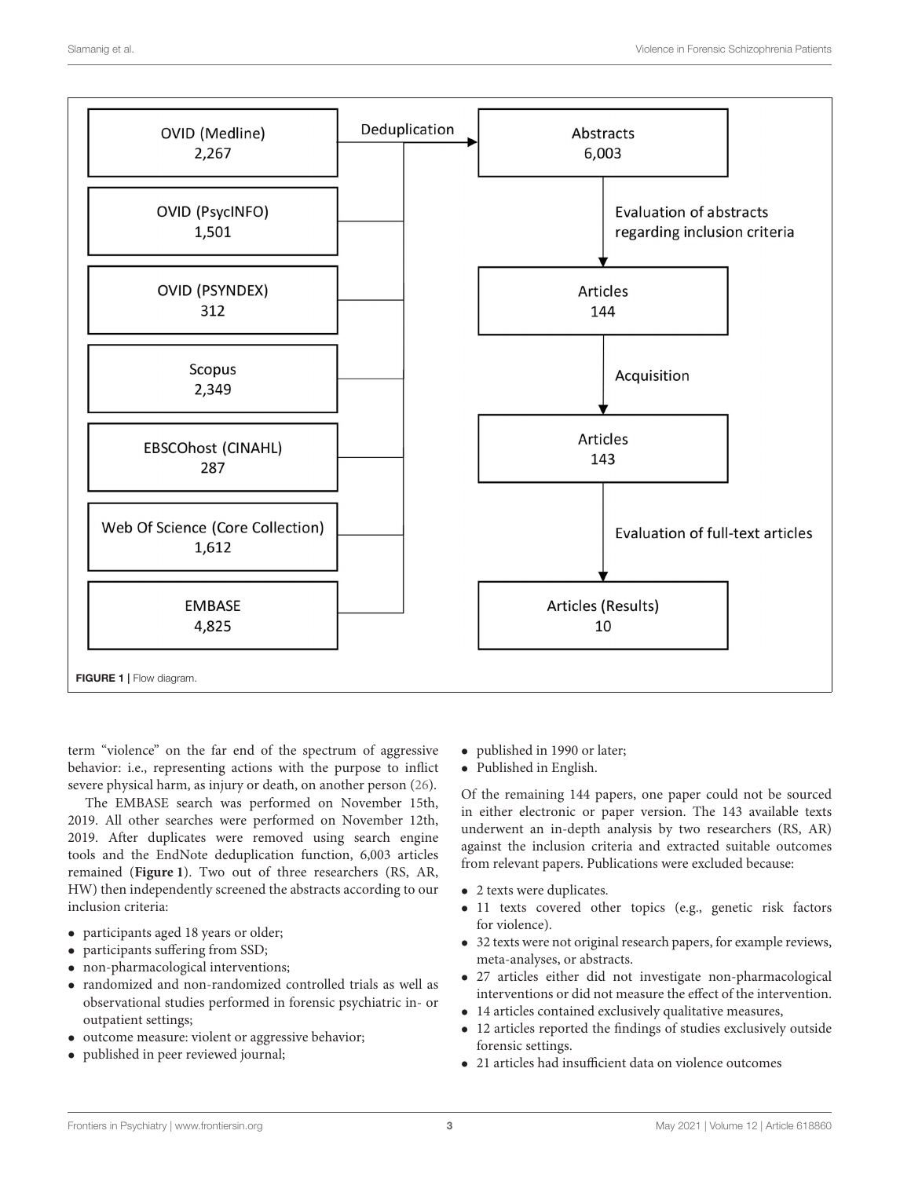| Source | Records |
| --- | --- |
| OVID (Medline) | 2,267 |
| OVID (PsycINFO) | 1,501 |
| OVID (PSYNDEX) | 312 |
| Scopus | 2,349 |
| EBSCOhost (CINAHL) | 287 |
| Web Of Science (Core Collection) | 1,612 |
| EMBASE | 4,825 |

Deduplication → Abstracts 6,003 → Evaluation of abstracts regarding inclusion criteria → Articles 144 → Acquisition → Articles 143 → Evaluation of full-text articles → Articles (Results) 10

**FIGURE 1** | Flow diagram.

term "violence" on the far end of the spectrum of aggressive behavior: i.e., representing actions with the purpose to inflict severe physical harm, as injury or death, on another person (26).

The EMBASE search was performed on November 15th, 2019. All other searches were performed on November 12th, 2019. After duplicates were removed using search engine tools and the EndNote deduplication function, 6,003 articles remained (**Figure 1**). Two out of three researchers (RS, AR, HW) then independently screened the abstracts according to our inclusion criteria:

- participants aged 18 years or older;
- participants suffering from SSD;
- non-pharmacological interventions;
- randomized and non-randomized controlled trials as well as observational studies performed in forensic psychiatric in- or outpatient settings;
- outcome measure: violent or aggressive behavior;
- published in peer reviewed journal;
- published in 1990 or later;
- Published in English.

Of the remaining 144 papers, one paper could not be sourced in either electronic or paper version. The 143 available texts underwent an in-depth analysis by two researchers (RS, AR) against the inclusion criteria and extracted suitable outcomes from relevant papers. Publications were excluded because:

- 2 texts were duplicates.
- 11 texts covered other topics (e.g., genetic risk factors for violence).
- 32 texts were not original research papers, for example reviews, meta-analyses, or abstracts.
- 27 articles either did not investigate non-pharmacological interventions or did not measure the effect of the intervention.
- 14 articles contained exclusively qualitative measures,
- 12 articles reported the findings of studies exclusively outside forensic settings.
- 21 articles had insufficient data on violence outcomes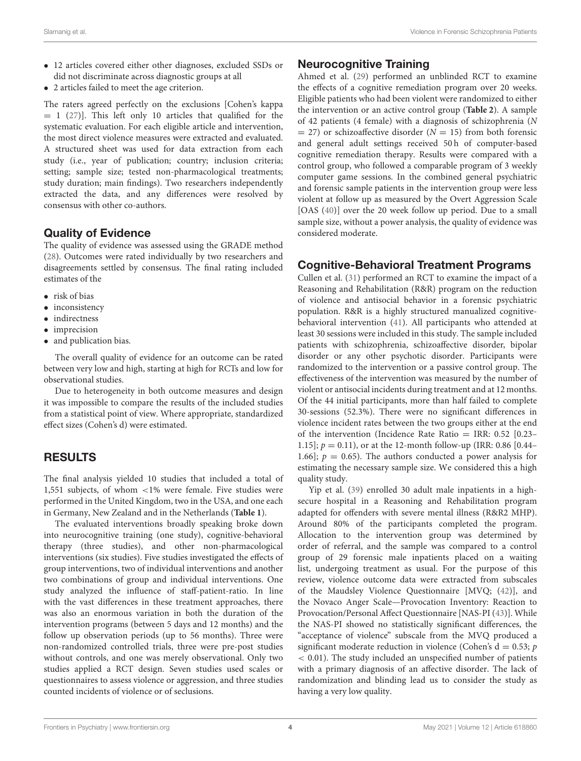- 12 articles covered either other diagnoses, excluded SSDs or did not discriminate across diagnostic groups at all
- 2 articles failed to meet the age criterion.

The raters agreed perfectly on the exclusions [Cohen's kappa = 1 (27)]. This left only 10 articles that qualified for the systematic evaluation. For each eligible article and intervention, the most direct violence measures were extracted and evaluated. A structured sheet was used for data extraction from each study (i.e., year of publication; country; inclusion criteria; setting; sample size; tested non-pharmacological treatments; study duration; main findings). Two researchers independently extracted the data, and any differences were resolved by consensus with other co-authors.

## Quality of Evidence

The quality of evidence was assessed using the GRADE method (28). Outcomes were rated individually by two researchers and disagreements settled by consensus. The final rating included estimates of the

- risk of bias
- inconsistency
- indirectness
- imprecision
- and publication bias.

The overall quality of evidence for an outcome can be rated between very low and high, starting at high for RCTs and low for observational studies.

Due to heterogeneity in both outcome measures and design it was impossible to compare the results of the included studies from a statistical point of view. Where appropriate, standardized effect sizes (Cohen's d) were estimated.

# RESULTS

The final analysis yielded 10 studies that included a total of 1,551 subjects, of whom <1% were female. Five studies were performed in the United Kingdom, two in the USA, and one each in Germany, New Zealand and in the Netherlands (**Table 1**).

The evaluated interventions broadly speaking broke down into neurocognitive training (one study), cognitive-behavioral therapy (three studies), and other non-pharmacological interventions (six studies). Five studies investigated the effects of group interventions, two of individual interventions and another two combinations of group and individual interventions. One study analyzed the influence of staff-patient-ratio. In line with the vast differences in these treatment approaches, there was also an enormous variation in both the duration of the intervention programs (between 5 days and 12 months) and the follow up observation periods (up to 56 months). Three were non-randomized controlled trials, three were pre-post studies without controls, and one was merely observational. Only two studies applied a RCT design. Seven studies used scales or questionnaires to assess violence or aggression, and three studies counted incidents of violence or of seclusions.

## Neurocognitive Training

Ahmed et al. (29) performed an unblinded RCT to examine the effects of a cognitive remediation program over 20 weeks. Eligible patients who had been violent were randomized to either the intervention or an active control group (**Table 2**). A sample of 42 patients (4 female) with a diagnosis of schizophrenia ($N = 27$) or schizoaffective disorder ($N = 15$) from both forensic and general adult settings received 50 h of computer-based cognitive remediation therapy. Results were compared with a control group, who followed a comparable program of 3 weekly computer game sessions. In the combined general psychiatric and forensic sample patients in the intervention group were less violent at follow up as measured by the Overt Aggression Scale [OAS (40)] over the 20 week follow up period. Due to a small sample size, without a power analysis, the quality of evidence was considered moderate.

## Cognitive-Behavioral Treatment Programs

Cullen et al. (31) performed an RCT to examine the impact of a Reasoning and Rehabilitation (R&R) program on the reduction of violence and antisocial behavior in a forensic psychiatric population. R&R is a highly structured manualized cognitive-behavioral intervention (41). All participants who attended at least 30 sessions were included in this study. The sample included patients with schizophrenia, schizoaffective disorder, bipolar disorder or any other psychotic disorder. Participants were randomized to the intervention or a passive control group. The effectiveness of the intervention was measured by the number of violent or antisocial incidents during treatment and at 12 months. Of the 44 initial participants, more than half failed to complete 30-sessions (52.3%). There were no significant differences in violence incident rates between the two groups either at the end of the intervention (Incidence Rate Ratio = IRR: 0.52 [0.23–1.15]; $p = 0.11$), or at the 12-month follow-up (IRR: 0.86 [0.44–1.66]; $p = 0.65$). The authors conducted a power analysis for estimating the necessary sample size. We considered this a high quality study.

Yip et al. (39) enrolled 30 adult male inpatients in a high-secure hospital in a Reasoning and Rehabilitation program adapted for offenders with severe mental illness (R&R2 MHP). Around 80% of the participants completed the program. Allocation to the intervention group was determined by order of referral, and the sample was compared to a control group of 29 forensic male inpatients placed on a waiting list, undergoing treatment as usual. For the purpose of this review, violence outcome data were extracted from subscales of the Maudsley Violence Questionnaire [MVQ; (42)], and the Novaco Anger Scale—Provocation Inventory: Reaction to Provocation/Personal Affect Questionnaire [NAS-PI (43)]. While the NAS-PI showed no statistically significant differences, the "acceptance of violence" subscale from the MVQ produced a significant moderate reduction in violence (Cohen's d = 0.53; $p < 0.01$). The study included an unspecified number of patients with a primary diagnosis of an affective disorder. The lack of randomization and blinding lead us to consider the study as having a very low quality.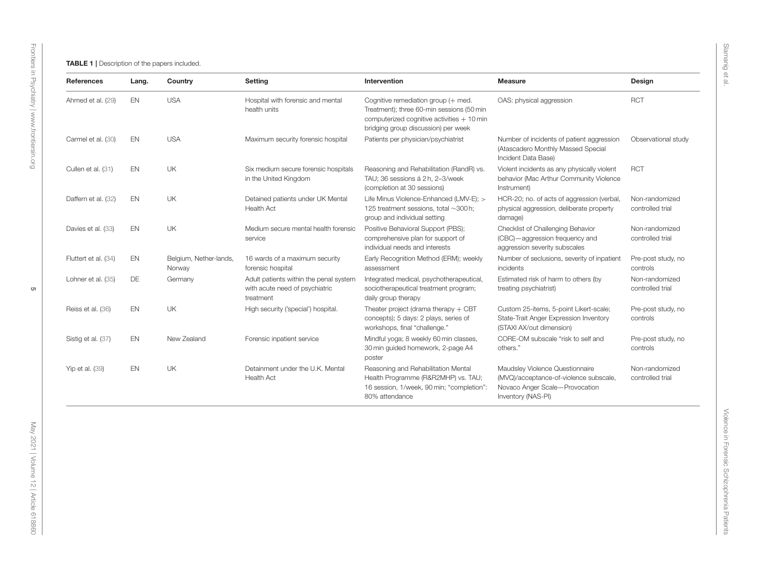**TABLE 1** | Description of the papers included.

| References | Lang. | Country | Setting | Intervention | Measure | Design |
|---|---|---|---|---|---|---|
| Ahmed et al. (29) | EN | USA | Hospital with forensic and mental health units | Cognitive remediation group (+ med. Treatment); three 60-min sessions (50 min computerized cognitive activities + 10 min bridging group discussion) per week | OAS: physical aggression | RCT |
| Carmel et al. (30) | EN | USA | Maximum security forensic hospital | Patients per physician/psychiatrist | Number of incidents of patient aggression (Atascadero Monthly Massed Special Incident Data Base) | Observational study |
| Cullen et al. (31) | EN | UK | Six medium secure forensic hospitals in the United Kingdom | Reasoning and Rehabilitation (RandR) vs. TAU; 36 sessions á 2 h, 2–3/week (completion at 30 sessions) | Violent incidents as any physically violent behavior (Mac Arthur Community Violence Instrument) | RCT |
| Daffern et al. (32) | EN | UK | Detained patients under UK Mental Health Act | Life Minus Violence-Enhanced (LMV-E); > 125 treatment sessions, total ∼300 h; group and individual setting | HCR-20; no. of acts of aggression (verbal, physical aggression, deliberate property damage) | Non-randomized controlled trial |
| Davies et al. (33) | EN | UK | Medium secure mental health forensic service | Positive Behavioral Support (PBS); comprehensive plan for support of individual needs and interests | Checklist of Challenging Behavior (CBC)—aggression frequency and aggression severity subscales | Non-randomized controlled trial |
| Fluttert et al. (34) | EN | Belgium, Nether-lands, Norway | 16 wards of a maximum security forensic hospital | Early Recognition Method (ERM); weekly assessment | Number of seclusions, severity of inpatient incidents | Pre-post study, no controls |
| Lohner et al. (35) | DE | Germany | Adult patients within the penal system with acute need of psychiatric treatment | Integrated medical, psychotherapeutical, sociotherapeutical treatment program; daily group therapy | Estimated risk of harm to others (by treating psychiatrist) | Non-randomized controlled trial |
| Reiss et al. (36) | EN | UK | High security ('special') hospital. | Theater project (drama therapy + CBT concepts); 5 days: 2 plays, series of workshops, final "challenge." | Custom 25-items, 5-point Likert-scale; State-Trait Anger Expression Inventory (STAXI AX/out dimension) | Pre-post study, no controls |
| Sistig et al. (37) | EN | New Zealand | Forensic inpatient service | Mindful yoga; 8 weekly 60 min classes, 30 min guided homework, 2-page A4 poster | CORE-OM subscale "risk to self and others." | Pre-post study, no controls |
| Yip et al. (39) | EN | UK | Detainment under the U.K. Mental Health Act | Reasoning and Rehabilitation Mental Health Programme (R&R2MHP) vs. TAU; 16 session, 1/week, 90 min; "completion": 80% attendance | Maudsley Violence Questionnaire (MVQ)/acceptance-of-violence subscale, Novaco Anger Scale—Provocation Inventory (NAS-PI) | Non-randomized controlled trial |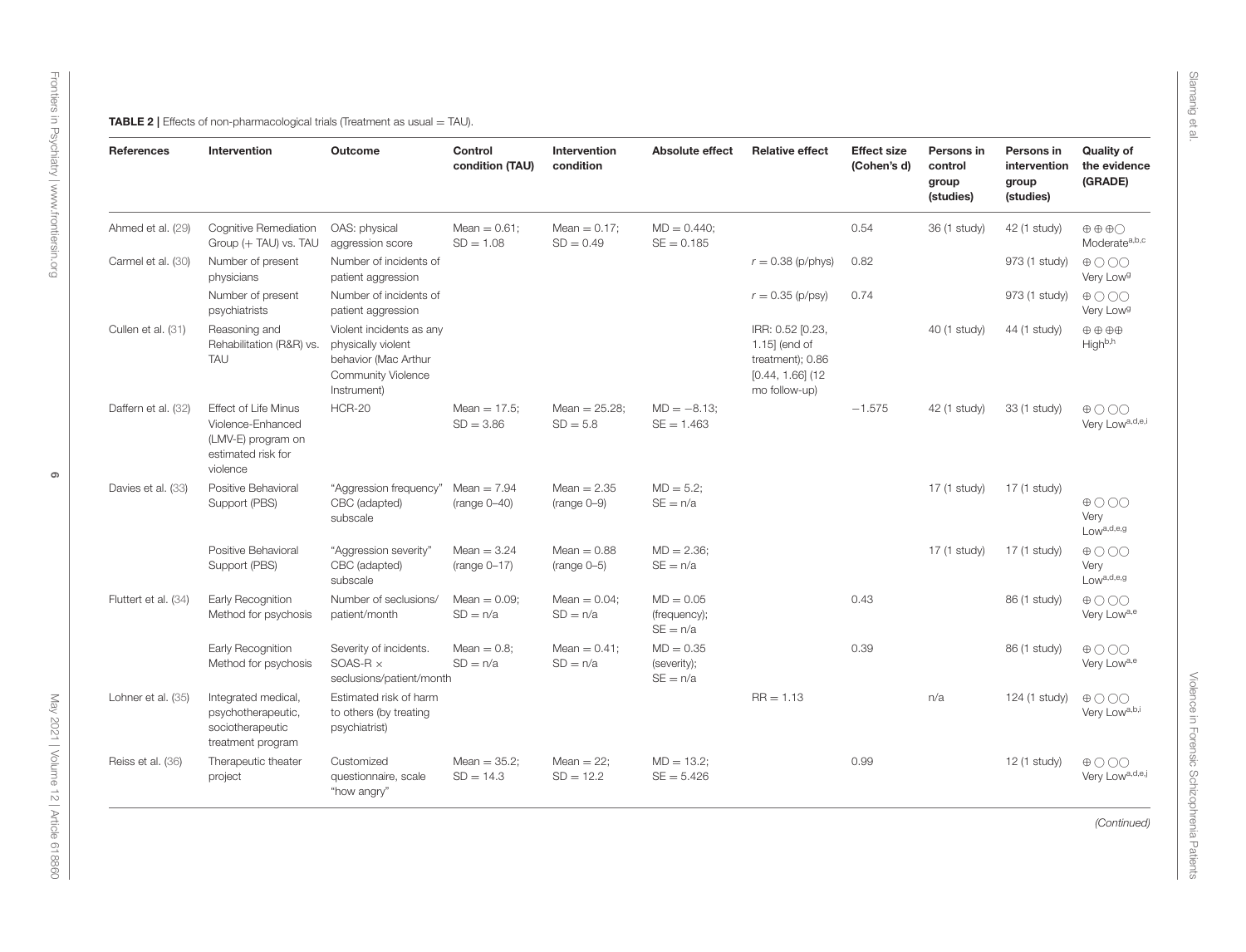**TABLE 2 |** Effects of non-pharmacological trials (Treatment as usual = TAU).

| References | Intervention | Outcome | Control condition (TAU) | Intervention condition | Absolute effect | Relative effect | Effect size (Cohen's d) | Persons in control group (studies) | Persons in intervention group (studies) | Quality of the evidence (GRADE) |
|---|---|---|---|---|---|---|---|---|---|---|
| Ahmed et al. (29) | Cognitive Remediation Group (+ TAU) vs. TAU | OAS: physical aggression score | Mean = 0.61; SD = 1.08 | Mean = 0.17; SD = 0.49 | MD = 0.440; SE = 0.185 | | 0.54 | 36 (1 study) | 42 (1 study) | ⊕⊕⊕◯ Moderate[a,b,c] |
| Carmel et al. (30) | Number of present physicians | Number of incidents of patient aggression | | | | $r = 0.38$ (p/phys) | 0.82 | | 973 (1 study) | ⊕◯◯◯ Very Low[g] |
| | Number of present psychiatrists | Number of incidents of patient aggression | | | | $r = 0.35$ (p/psy) | 0.74 | | 973 (1 study) | ⊕◯◯◯ Very Low[g] |
| Cullen et al. (31) | Reasoning and Rehabilitation (R&R) vs. TAU | Violent incidents as any physically violent behavior (Mac Arthur Community Violence Instrument) | | | | IRR: 0.52 [0.23, 1.15] (end of treatment); 0.86 [0.44, 1.66] (12 mo follow-up) | | 40 (1 study) | 44 (1 study) | ⊕⊕⊕⊕ High[b,h] |
| Daffern et al. (32) | Effect of Life Minus Violence-Enhanced (LMV-E) program on estimated risk for violence | HCR-20 | Mean = 17.5; SD = 3.86 | Mean = 25.28; SD = 5.8 | MD = −8.13; SE = 1.463 | | −1.575 | 42 (1 study) | 33 (1 study) | ⊕◯◯◯ Very Low[a,d,e,i] |
| Davies et al. (33) | Positive Behavioral Support (PBS) | "Aggression frequency" CBC (adapted) subscale | Mean = 7.94 (range 0–40) | Mean = 2.35 (range 0–9) | MD = 5.2; SE = n/a | | | 17 (1 study) | 17 (1 study) | ⊕◯◯◯ Very Low[a,d,e,g] |
| | Positive Behavioral Support (PBS) | "Aggression severity" CBC (adapted) subscale | Mean = 3.24 (range 0–17) | Mean = 0.88 (range 0–5) | MD = 2.36; SE = n/a | | | 17 (1 study) | 17 (1 study) | ⊕◯◯◯ Very Low[a,d,e,g] |
| Fluttert et al. (34) | Early Recognition Method for psychosis | Number of seclusions/ patient/month | Mean = 0.09; SD = n/a | Mean = 0.04; SD = n/a | MD = 0.05 (frequency); SE = n/a | | 0.43 | | 86 (1 study) | ⊕◯◯◯ Very Low[a,e] |
| | Early Recognition Method for psychosis | Severity of incidents. SOAS-R × seclusions/patient/month | Mean = 0.8; SD = n/a | Mean = 0.41; SD = n/a | MD = 0.35 (severity); SE = n/a | | 0.39 | | 86 (1 study) | ⊕◯◯◯ Very Low[a,e] |
| Lohner et al. (35) | Integrated medical, psychotherapeutic, sociotherapeutic treatment program | Estimated risk of harm to others (by treating psychiatrist) | | | | RR = 1.13 | | n/a | 124 (1 study) | ⊕◯◯◯ Very Low[a,b,i] |
| Reiss et al. (36) | Therapeutic theater project | Customized questionnaire, scale "how angry" | Mean = 35.2; SD = 14.3 | Mean = 22; SD = 12.2 | MD = 13.2; SE = 5.426 | | 0.99 | | 12 (1 study) | ⊕◯◯◯ Very Low[a,d,e,j] |

*(Continued)*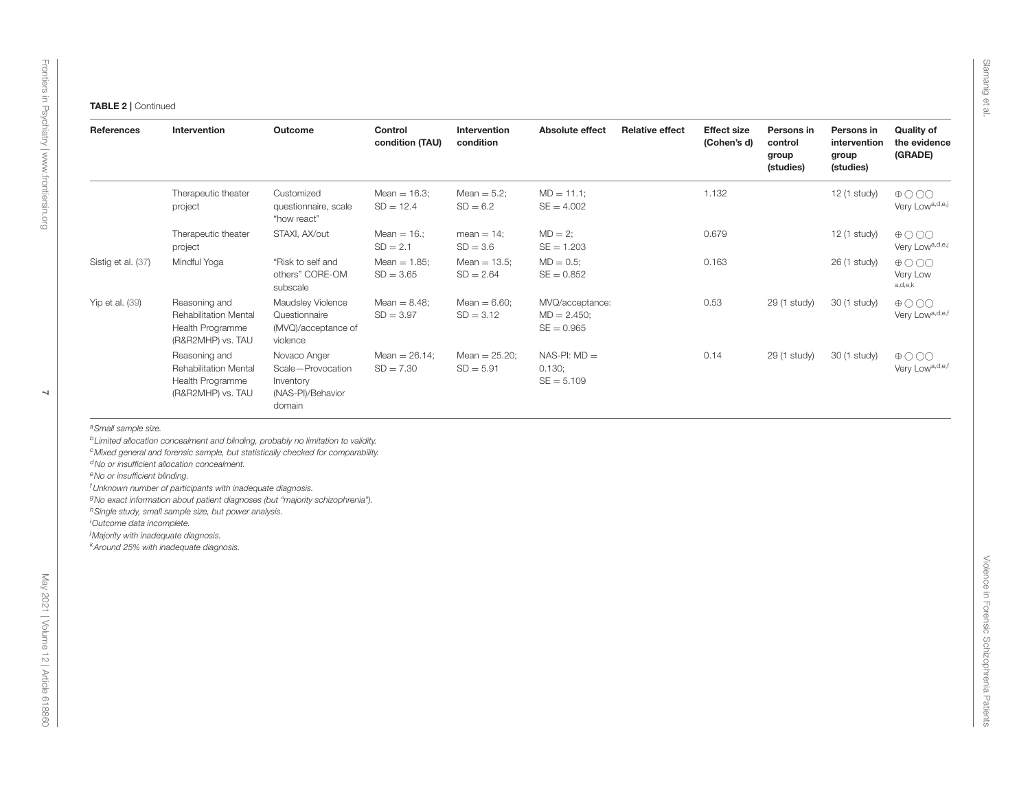**TABLE 2 |** Continued

| References | Intervention | Outcome | Control condition (TAU) | Intervention condition | Absolute effect | Relative effect | Effect size (Cohen's d) | Persons in control group (studies) | Persons in intervention group (studies) | Quality of the evidence (GRADE) |
|---|---|---|---|---|---|---|---|---|---|---|
| | Therapeutic theater project | Customized questionnaire, scale "how react" | Mean = 16.3; SD = 12.4 | Mean = 5.2; SD = 6.2 | MD = 11.1; SE = 4.002 | | 1.132 | | 12 (1 study) | ⊕◯◯◯ Very Low[a,d,e,j] |
| | Therapeutic theater project | STAXI, AX/out | Mean = 16.; SD = 2.1 | mean = 14; SD = 3.6 | MD = 2; SE = 1.203 | | 0.679 | | 12 (1 study) | ⊕◯◯◯ Very Low[a,d,e,j] |
| Sistig et al. (37) | Mindful Yoga | "Risk to self and others" CORE-OM subscale | Mean = 1.85; SD = 3.65 | Mean = 13.5; SD = 2.64 | MD = 0.5; SE = 0.852 | | 0.163 | | 26 (1 study) | ⊕◯◯◯ Very Low[a,d,e,k] |
| Yip et al. (39) | Reasoning and Rehabilitation Mental Health Programme (R&R2MHP) vs. TAU | Maudsley Violence Questionnaire (MVQ)/acceptance of violence | Mean = 8.48; SD = 3.97 | Mean = 6.60; SD = 3.12 | MVQ/acceptance: MD = 2.450; SE = 0.965 | | 0.53 | 29 (1 study) | 30 (1 study) | ⊕◯◯◯ Very Low[a,d,e,f] |
| | Reasoning and Rehabilitation Mental Health Programme (R&R2MHP) vs. TAU | Novaco Anger Scale—Provocation Inventory (NAS-PI)/Behavior domain | Mean = 26.14; SD = 7.30 | Mean = 25.20; SD = 5.91 | NAS-PI: MD = 0.130; SE = 5.109 | | 0.14 | 29 (1 study) | 30 (1 study) | ⊕◯◯◯ Very Low[a,d,e,f] |

[a] *Small sample size.*
[b] *Limited allocation concealment and blinding, probably no limitation to validity.*
[c] *Mixed general and forensic sample, but statistically checked for comparability.*
[d] *No or insufficient allocation concealment.*
[e] *No or insufficient blinding.*
[f] *Unknown number of participants with inadequate diagnosis.*
[g] *No exact information about patient diagnoses (but "majority schizophrenia").*
[h] *Single study, small sample size, but power analysis.*
[i] *Outcome data incomplete.*
[j] *Majority with inadequate diagnosis.*
[k] *Around 25% with inadequate diagnosis.*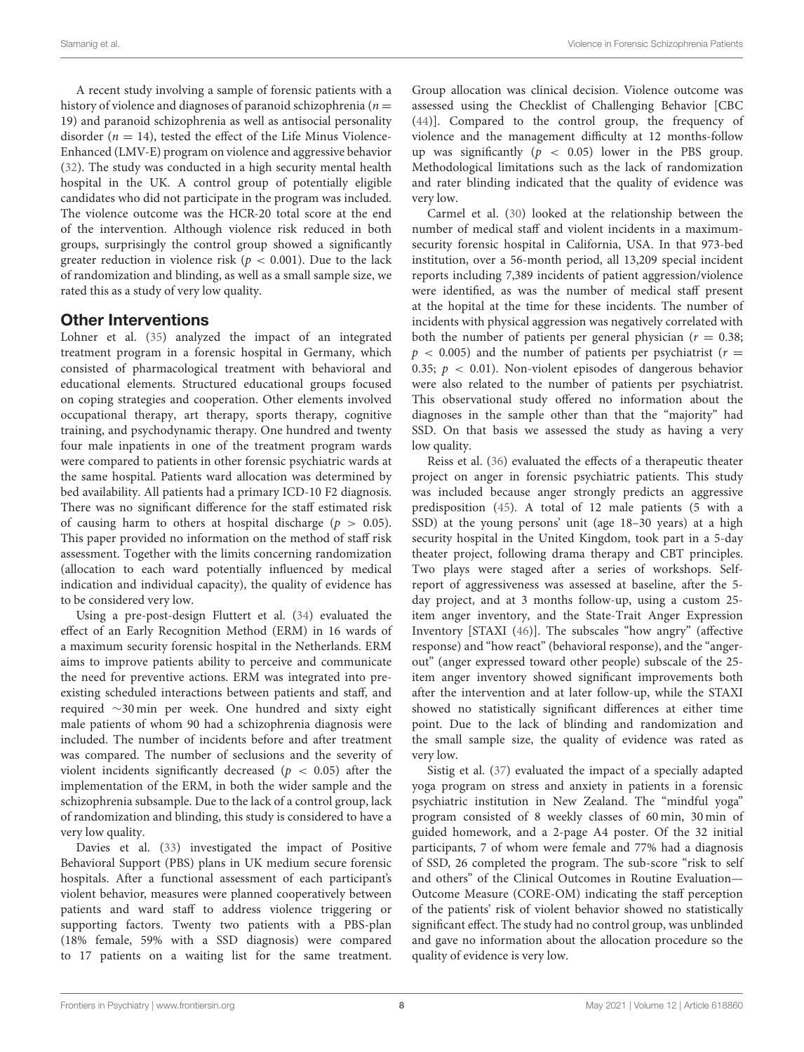A recent study involving a sample of forensic patients with a history of violence and diagnoses of paranoid schizophrenia ($n = 19$) and paranoid schizophrenia as well as antisocial personality disorder ($n = 14$), tested the effect of the Life Minus Violence-Enhanced (LMV-E) program on violence and aggressive behavior (32). The study was conducted in a high security mental health hospital in the UK. A control group of potentially eligible candidates who did not participate in the program was included. The violence outcome was the HCR-20 total score at the end of the intervention. Although violence risk reduced in both groups, surprisingly the control group showed a significantly greater reduction in violence risk ($p < 0.001$). Due to the lack of randomization and blinding, as well as a small sample size, we rated this as a study of very low quality.

## Other Interventions

Lohner et al. (35) analyzed the impact of an integrated treatment program in a forensic hospital in Germany, which consisted of pharmacological treatment with behavioral and educational elements. Structured educational groups focused on coping strategies and cooperation. Other elements involved occupational therapy, art therapy, sports therapy, cognitive training, and psychodynamic therapy. One hundred and twenty four male inpatients in one of the treatment program wards were compared to patients in other forensic psychiatric wards at the same hospital. Patients ward allocation was determined by bed availability. All patients had a primary ICD-10 F2 diagnosis. There was no significant difference for the staff estimated risk of causing harm to others at hospital discharge ($p > 0.05$). This paper provided no information on the method of staff risk assessment. Together with the limits concerning randomization (allocation to each ward potentially influenced by medical indication and individual capacity), the quality of evidence has to be considered very low.

Using a pre-post-design Fluttert et al. (34) evaluated the effect of an Early Recognition Method (ERM) in 16 wards of a maximum security forensic hospital in the Netherlands. ERM aims to improve patients ability to perceive and communicate the need for preventive actions. ERM was integrated into pre-existing scheduled interactions between patients and staff, and required ∼30 min per week. One hundred and sixty eight male patients of whom 90 had a schizophrenia diagnosis were included. The number of incidents before and after treatment was compared. The number of seclusions and the severity of violent incidents significantly decreased ($p < 0.05$) after the implementation of the ERM, in both the wider sample and the schizophrenia subsample. Due to the lack of a control group, lack of randomization and blinding, this study is considered to have a very low quality.

Davies et al. (33) investigated the impact of Positive Behavioral Support (PBS) plans in UK medium secure forensic hospitals. After a functional assessment of each participant's violent behavior, measures were planned cooperatively between patients and ward staff to address violence triggering or supporting factors. Twenty two patients with a PBS-plan (18% female, 59% with a SSD diagnosis) were compared to 17 patients on a waiting list for the same treatment. Group allocation was clinical decision. Violence outcome was assessed using the Checklist of Challenging Behavior [CBC (44)]. Compared to the control group, the frequency of violence and the management difficulty at 12 months-follow up was significantly ($p < 0.05$) lower in the PBS group. Methodological limitations such as the lack of randomization and rater blinding indicated that the quality of evidence was very low.

Carmel et al. (30) looked at the relationship between the number of medical staff and violent incidents in a maximum-security forensic hospital in California, USA. In that 973-bed institution, over a 56-month period, all 13,209 special incident reports including 7,389 incidents of patient aggression/violence were identified, as was the number of medical staff present at the hopital at the time for these incidents. The number of incidents with physical aggression was negatively correlated with both the number of patients per general physician ($r = 0.38$; $p < 0.005$) and the number of patients per psychiatrist ($r = 0.35$; $p < 0.01$). Non-violent episodes of dangerous behavior were also related to the number of patients per psychiatrist. This observational study offered no information about the diagnoses in the sample other than that the "majority" had SSD. On that basis we assessed the study as having a very low quality.

Reiss et al. (36) evaluated the effects of a therapeutic theater project on anger in forensic psychiatric patients. This study was included because anger strongly predicts an aggressive predisposition (45). A total of 12 male patients (5 with a SSD) at the young persons' unit (age 18–30 years) at a high security hospital in the United Kingdom, took part in a 5-day theater project, following drama therapy and CBT principles. Two plays were staged after a series of workshops. Self-report of aggressiveness was assessed at baseline, after the 5-day project, and at 3 months follow-up, using a custom 25-item anger inventory, and the State-Trait Anger Expression Inventory [STAXI (46)]. The subscales "how angry" (affective response) and "how react" (behavioral response), and the "anger-out" (anger expressed toward other people) subscale of the 25-item anger inventory showed significant improvements both after the intervention and at later follow-up, while the STAXI showed no statistically significant differences at either time point. Due to the lack of blinding and randomization and the small sample size, the quality of evidence was rated as very low.

Sistig et al. (37) evaluated the impact of a specially adapted yoga program on stress and anxiety in patients in a forensic psychiatric institution in New Zealand. The "mindful yoga" program consisted of 8 weekly classes of 60 min, 30 min of guided homework, and a 2-page A4 poster. Of the 32 initial participants, 7 of whom were female and 77% had a diagnosis of SSD, 26 completed the program. The sub-score "risk to self and others" of the Clinical Outcomes in Routine Evaluation—Outcome Measure (CORE-OM) indicating the staff perception of the patients' risk of violent behavior showed no statistically significant effect. The study had no control group, was unblinded and gave no information about the allocation procedure so the quality of evidence is very low.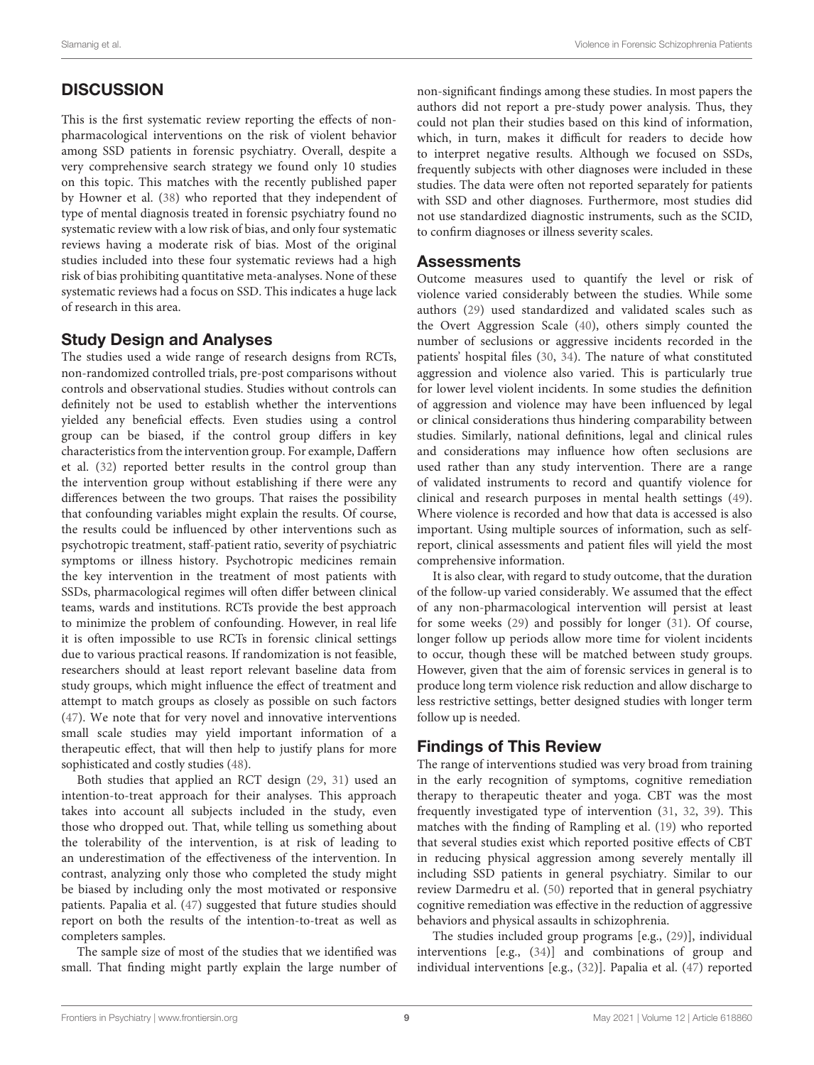## DISCUSSION

This is the first systematic review reporting the effects of non-pharmacological interventions on the risk of violent behavior among SSD patients in forensic psychiatry. Overall, despite a very comprehensive search strategy we found only 10 studies on this topic. This matches with the recently published paper by Howner et al. (38) who reported that they independent of type of mental diagnosis treated in forensic psychiatry found no systematic review with a low risk of bias, and only four systematic reviews having a moderate risk of bias. Most of the original studies included into these four systematic reviews had a high risk of bias prohibiting quantitative meta-analyses. None of these systematic reviews had a focus on SSD. This indicates a huge lack of research in this area.

### Study Design and Analyses

The studies used a wide range of research designs from RCTs, non-randomized controlled trials, pre-post comparisons without controls and observational studies. Studies without controls can definitely not be used to establish whether the interventions yielded any beneficial effects. Even studies using a control group can be biased, if the control group differs in key characteristics from the intervention group. For example, Daffern et al. (32) reported better results in the control group than the intervention group without establishing if there were any differences between the two groups. That raises the possibility that confounding variables might explain the results. Of course, the results could be influenced by other interventions such as psychotropic treatment, staff-patient ratio, severity of psychiatric symptoms or illness history. Psychotropic medicines remain the key intervention in the treatment of most patients with SSDs, pharmacological regimes will often differ between clinical teams, wards and institutions. RCTs provide the best approach to minimize the problem of confounding. However, in real life it is often impossible to use RCTs in forensic clinical settings due to various practical reasons. If randomization is not feasible, researchers should at least report relevant baseline data from study groups, which might influence the effect of treatment and attempt to match groups as closely as possible on such factors (47). We note that for very novel and innovative interventions small scale studies may yield important information of a therapeutic effect, that will then help to justify plans for more sophisticated and costly studies (48).

Both studies that applied an RCT design (29, 31) used an intention-to-treat approach for their analyses. This approach takes into account all subjects included in the study, even those who dropped out. That, while telling us something about the tolerability of the intervention, is at risk of leading to an underestimation of the effectiveness of the intervention. In contrast, analyzing only those who completed the study might be biased by including only the most motivated or responsive patients. Papalia et al. (47) suggested that future studies should report on both the results of the intention-to-treat as well as completers samples.

The sample size of most of the studies that we identified was small. That finding might partly explain the large number of non-significant findings among these studies. In most papers the authors did not report a pre-study power analysis. Thus, they could not plan their studies based on this kind of information, which, in turn, makes it difficult for readers to decide how to interpret negative results. Although we focused on SSDs, frequently subjects with other diagnoses were included in these studies. The data were often not reported separately for patients with SSD and other diagnoses. Furthermore, most studies did not use standardized diagnostic instruments, such as the SCID, to confirm diagnoses or illness severity scales.

### Assessments

Outcome measures used to quantify the level or risk of violence varied considerably between the studies. While some authors (29) used standardized and validated scales such as the Overt Aggression Scale (40), others simply counted the number of seclusions or aggressive incidents recorded in the patients' hospital files (30, 34). The nature of what constituted aggression and violence also varied. This is particularly true for lower level violent incidents. In some studies the definition of aggression and violence may have been influenced by legal or clinical considerations thus hindering comparability between studies. Similarly, national definitions, legal and clinical rules and considerations may influence how often seclusions are used rather than any study intervention. There are a range of validated instruments to record and quantify violence for clinical and research purposes in mental health settings (49). Where violence is recorded and how that data is accessed is also important. Using multiple sources of information, such as self-report, clinical assessments and patient files will yield the most comprehensive information.

It is also clear, with regard to study outcome, that the duration of the follow-up varied considerably. We assumed that the effect of any non-pharmacological intervention will persist at least for some weeks (29) and possibly for longer (31). Of course, longer follow up periods allow more time for violent incidents to occur, though these will be matched between study groups. However, given that the aim of forensic services in general is to produce long term violence risk reduction and allow discharge to less restrictive settings, better designed studies with longer term follow up is needed.

### Findings of This Review

The range of interventions studied was very broad from training in the early recognition of symptoms, cognitive remediation therapy to therapeutic theater and yoga. CBT was the most frequently investigated type of intervention (31, 32, 39). This matches with the finding of Rampling et al. (19) who reported that several studies exist which reported positive effects of CBT in reducing physical aggression among severely mentally ill including SSD patients in general psychiatry. Similar to our review Darmedru et al. (50) reported that in general psychiatry cognitive remediation was effective in the reduction of aggressive behaviors and physical assaults in schizophrenia.

The studies included group programs [e.g., (29)], individual interventions [e.g., (34)] and combinations of group and individual interventions [e.g., (32)]. Papalia et al. (47) reported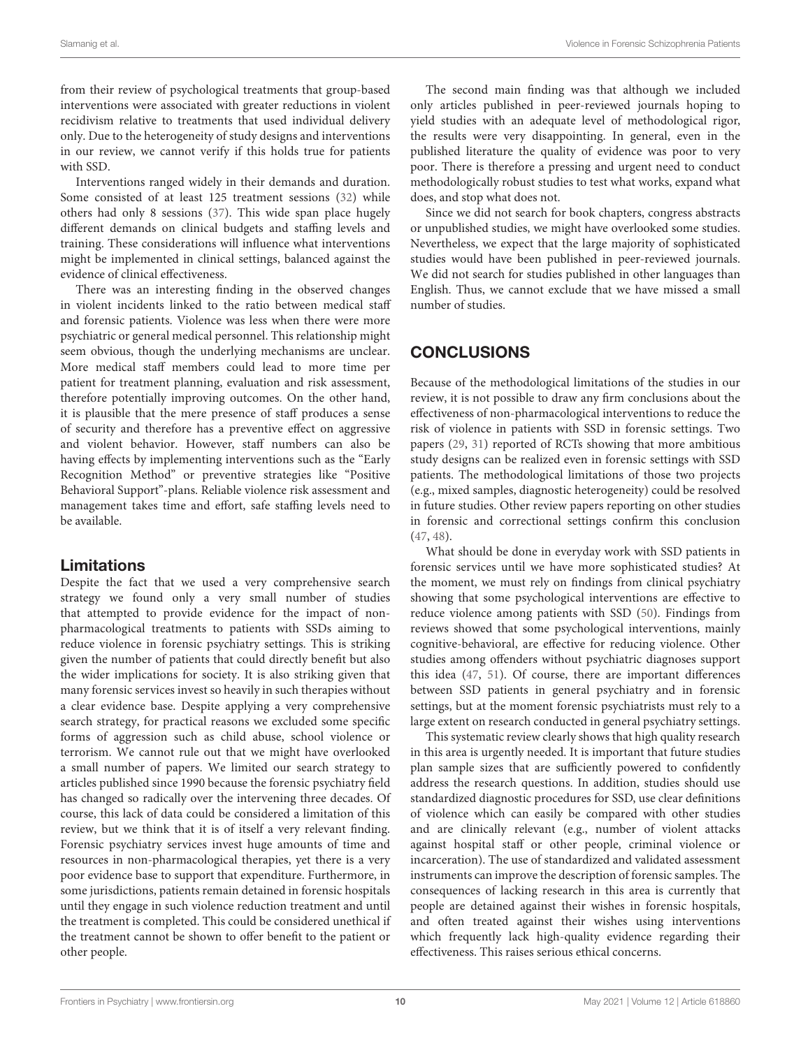from their review of psychological treatments that group-based interventions were associated with greater reductions in violent recidivism relative to treatments that used individual delivery only. Due to the heterogeneity of study designs and interventions in our review, we cannot verify if this holds true for patients with SSD.

Interventions ranged widely in their demands and duration. Some consisted of at least 125 treatment sessions (32) while others had only 8 sessions (37). This wide span place hugely different demands on clinical budgets and staffing levels and training. These considerations will influence what interventions might be implemented in clinical settings, balanced against the evidence of clinical effectiveness.

There was an interesting finding in the observed changes in violent incidents linked to the ratio between medical staff and forensic patients. Violence was less when there were more psychiatric or general medical personnel. This relationship might seem obvious, though the underlying mechanisms are unclear. More medical staff members could lead to more time per patient for treatment planning, evaluation and risk assessment, therefore potentially improving outcomes. On the other hand, it is plausible that the mere presence of staff produces a sense of security and therefore has a preventive effect on aggressive and violent behavior. However, staff numbers can also be having effects by implementing interventions such as the "Early Recognition Method" or preventive strategies like "Positive Behavioral Support"-plans. Reliable violence risk assessment and management takes time and effort, safe staffing levels need to be available.

### Limitations

Despite the fact that we used a very comprehensive search strategy we found only a very small number of studies that attempted to provide evidence for the impact of non-pharmacological treatments to patients with SSDs aiming to reduce violence in forensic psychiatry settings. This is striking given the number of patients that could directly benefit but also the wider implications for society. It is also striking given that many forensic services invest so heavily in such therapies without a clear evidence base. Despite applying a very comprehensive search strategy, for practical reasons we excluded some specific forms of aggression such as child abuse, school violence or terrorism. We cannot rule out that we might have overlooked a small number of papers. We limited our search strategy to articles published since 1990 because the forensic psychiatry field has changed so radically over the intervening three decades. Of course, this lack of data could be considered a limitation of this review, but we think that it is of itself a very relevant finding. Forensic psychiatry services invest huge amounts of time and resources in non-pharmacological therapies, yet there is a very poor evidence base to support that expenditure. Furthermore, in some jurisdictions, patients remain detained in forensic hospitals until they engage in such violence reduction treatment and until the treatment is completed. This could be considered unethical if the treatment cannot be shown to offer benefit to the patient or other people.

The second main finding was that although we included only articles published in peer-reviewed journals hoping to yield studies with an adequate level of methodological rigor, the results were very disappointing. In general, even in the published literature the quality of evidence was poor to very poor. There is therefore a pressing and urgent need to conduct methodologically robust studies to test what works, expand what does, and stop what does not.

Since we did not search for book chapters, congress abstracts or unpublished studies, we might have overlooked some studies. Nevertheless, we expect that the large majority of sophisticated studies would have been published in peer-reviewed journals. We did not search for studies published in other languages than English. Thus, we cannot exclude that we have missed a small number of studies.

## CONCLUSIONS

Because of the methodological limitations of the studies in our review, it is not possible to draw any firm conclusions about the effectiveness of non-pharmacological interventions to reduce the risk of violence in patients with SSD in forensic settings. Two papers (29, 31) reported of RCTs showing that more ambitious study designs can be realized even in forensic settings with SSD patients. The methodological limitations of those two projects (e.g., mixed samples, diagnostic heterogeneity) could be resolved in future studies. Other review papers reporting on other studies in forensic and correctional settings confirm this conclusion (47, 48).

What should be done in everyday work with SSD patients in forensic services until we have more sophisticated studies? At the moment, we must rely on findings from clinical psychiatry showing that some psychological interventions are effective to reduce violence among patients with SSD (50). Findings from reviews showed that some psychological interventions, mainly cognitive-behavioral, are effective for reducing violence. Other studies among offenders without psychiatric diagnoses support this idea (47, 51). Of course, there are important differences between SSD patients in general psychiatry and in forensic settings, but at the moment forensic psychiatrists must rely to a large extent on research conducted in general psychiatry settings.

This systematic review clearly shows that high quality research in this area is urgently needed. It is important that future studies plan sample sizes that are sufficiently powered to confidently address the research questions. In addition, studies should use standardized diagnostic procedures for SSD, use clear definitions of violence which can easily be compared with other studies and are clinically relevant (e.g., number of violent attacks against hospital staff or other people, criminal violence or incarceration). The use of standardized and validated assessment instruments can improve the description of forensic samples. The consequences of lacking research in this area is currently that people are detained against their wishes in forensic hospitals, and often treated against their wishes using interventions which frequently lack high-quality evidence regarding their effectiveness. This raises serious ethical concerns.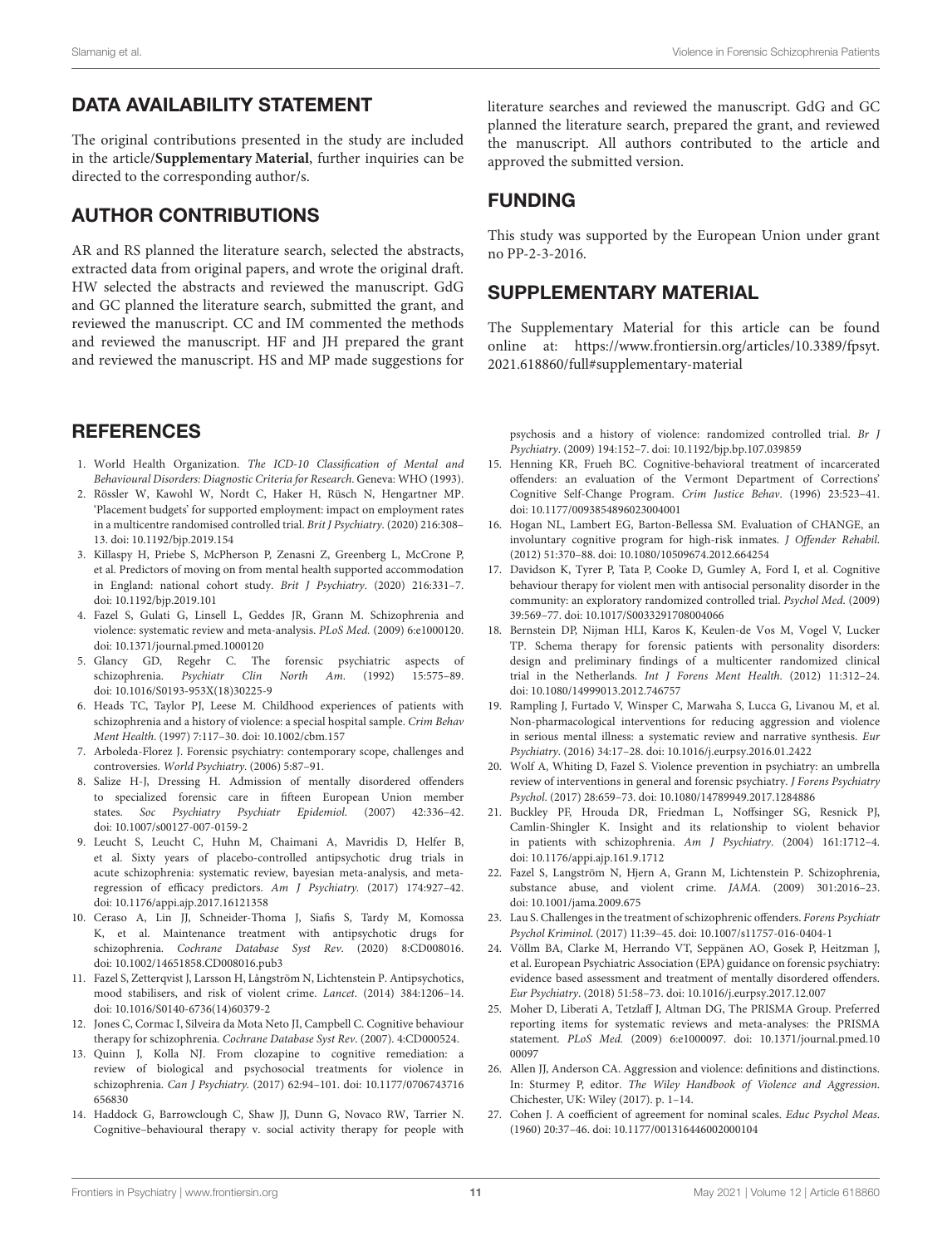## DATA AVAILABILITY STATEMENT

The original contributions presented in the study are included in the article/**Supplementary Material**, further inquiries can be directed to the corresponding author/s.

## AUTHOR CONTRIBUTIONS

AR and RS planned the literature search, selected the abstracts, extracted data from original papers, and wrote the original draft. HW selected the abstracts and reviewed the manuscript. GdG and GC planned the literature search, submitted the grant, and reviewed the manuscript. CC and IM commented the methods and reviewed the manuscript. HF and JH prepared the grant and reviewed the manuscript. HS and MP made suggestions for literature searches and reviewed the manuscript. GdG and GC planned the literature search, prepared the grant, and reviewed the manuscript. All authors contributed to the article and approved the submitted version.

## FUNDING

This study was supported by the European Union under grant no PP-2-3-2016.

## SUPPLEMENTARY MATERIAL

The Supplementary Material for this article can be found online at: https://www.frontiersin.org/articles/10.3389/fpsyt.2021.618860/full#supplementary-material

## REFERENCES

1. World Health Organization. *The ICD-10 Classification of Mental and Behavioural Disorders: Diagnostic Criteria for Research*. Geneva: WHO (1993).
2. Rössler W, Kawohl W, Nordt C, Haker H, Rüsch N, Hengartner MP. 'Placement budgets' for supported employment: impact on employment rates in a multicentre randomised controlled trial. *Brit J Psychiatry*. (2020) 216:308–13. doi: 10.1192/bjp.2019.154
3. Killaspy H, Priebe S, McPherson P, Zenasni Z, Greenberg L, McCrone P, et al. Predictors of moving on from mental health supported accommodation in England: national cohort study. *Brit J Psychiatry*. (2020) 216:331–7. doi: 10.1192/bjp.2019.101
4. Fazel S, Gulati G, Linsell L, Geddes JR, Grann M. Schizophrenia and violence: systematic review and meta-analysis. *PLoS Med.* (2009) 6:e1000120. doi: 10.1371/journal.pmed.1000120
5. Glancy GD, Regehr C. The forensic psychiatric aspects of schizophrenia. *Psychiatr Clin North Am*. (1992) 15:575–89. doi: 10.1016/S0193-953X(18)30225-9
6. Heads TC, Taylor PJ, Leese M. Childhood experiences of patients with schizophrenia and a history of violence: a special hospital sample. *Crim Behav Ment Health*. (1997) 7:117–30. doi: 10.1002/cbm.157
7. Arboleda-Florez J. Forensic psychiatry: contemporary scope, challenges and controversies. *World Psychiatry*. (2006) 5:87–91.
8. Salize H-J, Dressing H. Admission of mentally disordered offenders to specialized forensic care in fifteen European Union member states. *Soc Psychiatry Psychiatr Epidemiol*. (2007) 42:336–42. doi: 10.1007/s00127-007-0159-2
9. Leucht S, Leucht C, Huhn M, Chaimani A, Mavridis D, Helfer B, et al. Sixty years of placebo-controlled antipsychotic drug trials in acute schizophrenia: systematic review, bayesian meta-analysis, and meta-regression of efficacy predictors. *Am J Psychiatry.* (2017) 174:927–42. doi: 10.1176/appi.ajp.2017.16121358
10. Ceraso A, Lin JJ, Schneider-Thoma J, Siafis S, Tardy M, Komossa K, et al. Maintenance treatment with antipsychotic drugs for schizophrenia. *Cochrane Database Syst Rev*. (2020) 8:CD008016. doi: 10.1002/14651858.CD008016.pub3
11. Fazel S, Zetterqvist J, Larsson H, Långström N, Lichtenstein P. Antipsychotics, mood stabilisers, and risk of violent crime. *Lancet*. (2014) 384:1206–14. doi: 10.1016/S0140-6736(14)60379-2
12. Jones C, Cormac I, Silveira da Mota Neto JI, Campbell C. Cognitive behaviour therapy for schizophrenia. *Cochrane Database Syst Rev*. (2007). 4:CD000524.
13. Quinn J, Kolla NJ. From clozapine to cognitive remediation: a review of biological and psychosocial treatments for violence in schizophrenia. *Can J Psychiatry.* (2017) 62:94–101. doi: 10.1177/0706743716656830
14. Haddock G, Barrowclough C, Shaw JJ, Dunn G, Novaco RW, Tarrier N. Cognitive–behavioural therapy v. social activity therapy for people with psychosis and a history of violence: randomized controlled trial. *Br J Psychiatry*. (2009) 194:152–7. doi: 10.1192/bjp.bp.107.039859
15. Henning KR, Frueh BC. Cognitive-behavioral treatment of incarcerated offenders: an evaluation of the Vermont Department of Corrections' Cognitive Self-Change Program. *Crim Justice Behav*. (1996) 23:523–41. doi: 10.1177/0093854896023004001
16. Hogan NL, Lambert EG, Barton-Bellessa SM. Evaluation of CHANGE, an involuntary cognitive program for high-risk inmates. *J Offender Rehabil.* (2012) 51:370–88. doi: 10.1080/10509674.2012.664254
17. Davidson K, Tyrer P, Tata P, Cooke D, Gumley A, Ford I, et al. Cognitive behaviour therapy for violent men with antisocial personality disorder in the community: an exploratory randomized controlled trial. *Psychol Med*. (2009) 39:569–77. doi: 10.1017/S0033291708004066
18. Bernstein DP, Nijman HLI, Karos K, Keulen-de Vos M, Vogel V, Lucker TP. Schema therapy for forensic patients with personality disorders: design and preliminary findings of a multicenter randomized clinical trial in the Netherlands. *Int J Forens Ment Health.* (2012) 11:312–24. doi: 10.1080/14999013.2012.746757
19. Rampling J, Furtado V, Winsper C, Marwaha S, Lucca G, Livanou M, et al. Non-pharmacological interventions for reducing aggression and violence in serious mental illness: a systematic review and narrative synthesis. *Eur Psychiatry*. (2016) 34:17–28. doi: 10.1016/j.eurpsy.2016.01.2422
20. Wolf A, Whiting D, Fazel S. Violence prevention in psychiatry: an umbrella review of interventions in general and forensic psychiatry. *J Forens Psychiatry Psychol*. (2017) 28:659–73. doi: 10.1080/14789949.2017.1284886
21. Buckley PF, Hrouda DR, Friedman L, Noffsinger SG, Resnick PJ, Camlin-Shingler K. Insight and its relationship to violent behavior in patients with schizophrenia. *Am J Psychiatry*. (2004) 161:1712–4. doi: 10.1176/appi.ajp.161.9.1712
22. Fazel S, Langström N, Hjern A, Grann M, Lichtenstein P. Schizophrenia, substance abuse, and violent crime. *JAMA*. (2009) 301:2016–23. doi: 10.1001/jama.2009.675
23. Lau S. Challenges in the treatment of schizophrenic offenders. *Forens Psychiatr Psychol Kriminol*. (2017) 11:39–45. doi: 10.1007/s11757-016-0404-1
24. Völlm BA, Clarke M, Herrando VT, Seppänen AO, Gosek P, Heitzman J, et al. European Psychiatric Association (EPA) guidance on forensic psychiatry: evidence based assessment and treatment of mentally disordered offenders. *Eur Psychiatry*. (2018) 51:58–73. doi: 10.1016/j.eurpsy.2017.12.007
25. Moher D, Liberati A, Tetzlaff J, Altman DG, The PRISMA Group. Preferred reporting items for systematic reviews and meta-analyses: the PRISMA statement. *PLoS Med.* (2009) 6:e1000097. doi: 10.1371/journal.pmed.1000097
26. Allen JJ, Anderson CA. Aggression and violence: definitions and distinctions. In: Sturmey P, editor. *The Wiley Handbook of Violence and Aggression*. Chichester, UK: Wiley (2017). p. 1–14.
27. Cohen J. A coefficient of agreement for nominal scales. *Educ Psychol Meas*. (1960) 20:37–46. doi: 10.1177/001316446002000104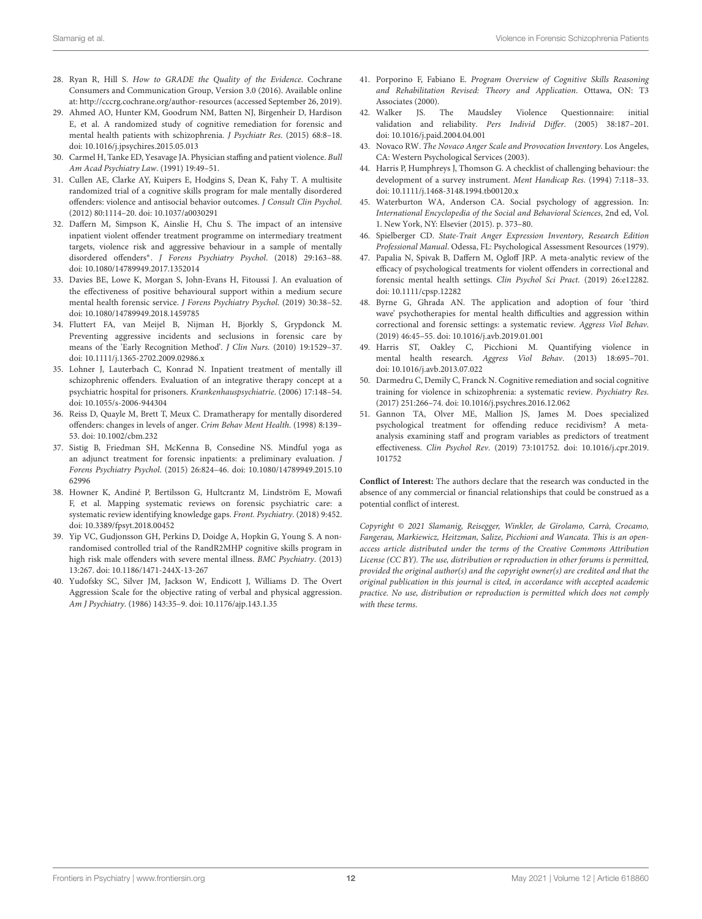28. Ryan R, Hill S. *How to GRADE the Quality of the Evidence*. Cochrane Consumers and Communication Group, Version 3.0 (2016). Available online at: http://cccrg.cochrane.org/author-resources (accessed September 26, 2019).
29. Ahmed AO, Hunter KM, Goodrum NM, Batten NJ, Birgenheir D, Hardison E, et al. A randomized study of cognitive remediation for forensic and mental health patients with schizophrenia. *J Psychiatr Res*. (2015) 68:8–18. doi: 10.1016/j.jpsychires.2015.05.013
30. Carmel H, Tanke ED, Yesavage JA. Physician staffing and patient violence. *Bull Am Acad Psychiatry Law*. (1991) 19:49–51.
31. Cullen AE, Clarke AY, Kuipers E, Hodgins S, Dean K, Fahy T. A multisite randomized trial of a cognitive skills program for male mentally disordered offenders: violence and antisocial behavior outcomes. *J Consult Clin Psychol*. (2012) 80:1114–20. doi: 10.1037/a0030291
32. Daffern M, Simpson K, Ainslie H, Chu S. The impact of an intensive inpatient violent offender treatment programme on intermediary treatment targets, violence risk and aggressive behaviour in a sample of mentally disordered offenders*. *J Forens Psychiatry Psychol*. (2018) 29:163–88. doi: 10.1080/14789949.2017.1352014
33. Davies BE, Lowe K, Morgan S, John-Evans H, Fitoussi J. An evaluation of the effectiveness of positive behavioural support within a medium secure mental health forensic service. *J Forens Psychiatry Psychol*. (2019) 30:38–52. doi: 10.1080/14789949.2018.1459785
34. Fluttert FA, van Meijel B, Nijman H, Bjorkly S, Grypdonck M. Preventing aggressive incidents and seclusions in forensic care by means of the 'Early Recognition Method'. *J Clin Nurs*. (2010) 19:1529–37. doi: 10.1111/j.1365-2702.2009.02986.x
35. Lohner J, Lauterbach C, Konrad N. Inpatient treatment of mentally ill schizophrenic offenders. Evaluation of an integrative therapy concept at a psychiatric hospital for prisoners. *Krankenhauspsychiatrie*. (2006) 17:148–54. doi: 10.1055/s-2006-944304
36. Reiss D, Quayle M, Brett T, Meux C. Dramatherapy for mentally disordered offenders: changes in levels of anger. *Crim Behav Ment Health*. (1998) 8:139–53. doi: 10.1002/cbm.232
37. Sistig B, Friedman SH, McKenna B, Consedine NS. Mindful yoga as an adjunct treatment for forensic inpatients: a preliminary evaluation. *J Forens Psychiatry Psychol*. (2015) 26:824–46. doi: 10.1080/14789949.2015.1062996
38. Howner K, Andiné P, Bertilsson G, Hultcrantz M, Lindström E, Mowafi F, et al. Mapping systematic reviews on forensic psychiatric care: a systematic review identifying knowledge gaps. *Front. Psychiatry*. (2018) 9:452. doi: 10.3389/fpsyt.2018.00452
39. Yip VC, Gudjonsson GH, Perkins D, Doidge A, Hopkin G, Young S. A non-randomised controlled trial of the RandR2MHP cognitive skills program in high risk male offenders with severe mental illness. *BMC Psychiatry*. (2013) 13:267. doi: 10.1186/1471-244X-13-267
40. Yudofsky SC, Silver JM, Jackson W, Endicott J, Williams D. The Overt Aggression Scale for the objective rating of verbal and physical aggression. *Am J Psychiatry*. (1986) 143:35–9. doi: 10.1176/ajp.143.1.35
41. Porporino F, Fabiano E. *Program Overview of Cognitive Skills Reasoning and Rehabilitation Revised: Theory and Application*. Ottawa, ON: T3 Associates (2000).
42. Walker JS. The Maudsley Violence Questionnaire: initial validation and reliability. *Pers Individ Differ*. (2005) 38:187–201. doi: 10.1016/j.paid.2004.04.001
43. Novaco RW. *The Novaco Anger Scale and Provocation Inventory*. Los Angeles, CA: Western Psychological Services (2003).
44. Harris P, Humphreys J, Thomson G. A checklist of challenging behaviour: the development of a survey instrument. *Ment Handicap Res*. (1994) 7:118–33. doi: 10.1111/j.1468-3148.1994.tb00120.x
45. Waterburton WA, Anderson CA. Social psychology of aggression. In: *International Encyclopedia of the Social and Behavioral Sciences*, 2nd ed, Vol. 1. New York, NY: Elsevier (2015). p. 373–80.
46. Spielberger CD. *State-Trait Anger Expression Inventory, Research Edition Professional Manual*. Odessa, FL: Psychological Assessment Resources (1979).
47. Papalia N, Spivak B, Daffern M, Ogloff JRP. A meta-analytic review of the efficacy of psychological treatments for violent offenders in correctional and forensic mental health settings. *Clin Psychol Sci Pract*. (2019) 26:e12282. doi: 10.1111/cpsp.12282
48. Byrne G, Ghrada AN. The application and adoption of four 'third wave' psychotherapies for mental health difficulties and aggression within correctional and forensic settings: a systematic review. *Aggress Viol Behav*. (2019) 46:45–55. doi: 10.1016/j.avb.2019.01.001
49. Harris ST, Oakley C, Picchioni M. Quantifying violence in mental health research. *Aggress Viol Behav*. (2013) 18:695–701. doi: 10.1016/j.avb.2013.07.022
50. Darmedru C, Demily C, Franck N. Cognitive remediation and social cognitive training for violence in schizophrenia: a systematic review. *Psychiatry Res*. (2017) 251:266–74. doi: 10.1016/j.psychres.2016.12.062
51. Gannon TA, Olver ME, Mallion JS, James M. Does specialized psychological treatment for offending reduce recidivism? A meta-analysis examining staff and program variables as predictors of treatment effectiveness. *Clin Psychol Rev*. (2019) 73:101752. doi: 10.1016/j.cpr.2019.101752

**Conflict of Interest:** The authors declare that the research was conducted in the absence of any commercial or financial relationships that could be construed as a potential conflict of interest.

*Copyright © 2021 Slamanig, Reisegger, Winkler, de Girolamo, Carrà, Crocamo, Fangerau, Markiewicz, Heitzman, Salize, Picchioni and Wancata. This is an open-access article distributed under the terms of the Creative Commons Attribution License (CC BY). The use, distribution or reproduction in other forums is permitted, provided the original author(s) and the copyright owner(s) are credited and that the original publication in this journal is cited, in accordance with accepted academic practice. No use, distribution or reproduction is permitted which does not comply with these terms.*